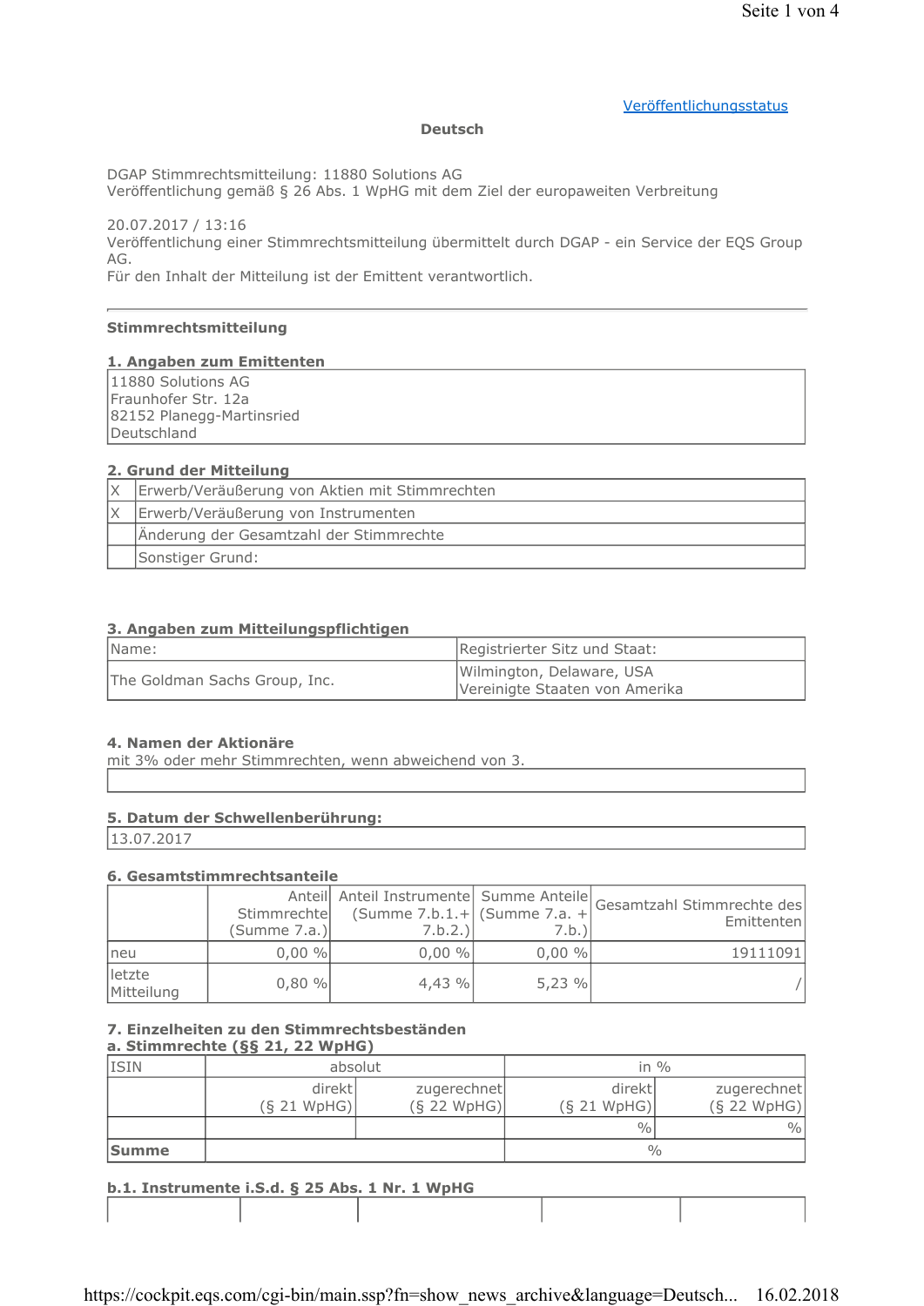Veröffentlichungsstatus

**Deutsch**

DGAP Stimmrechtsmitteilung: 11880 Solutions AG
Veröffentlichung gemäß § 26 Abs. 1 WpHG mit dem Ziel der europaweiten Verbreitung

20.07.2017 / 13:16
Veröffentlichung einer Stimmrechtsmitteilung übermittelt durch DGAP - ein Service der EQS Group AG.
Für den Inhalt der Mitteilung ist der Emittent verantwortlich.

---

**Stimmrechtsmitteilung**

**1. Angaben zum Emittenten**

11880 Solutions AG
Fraunhofer Str. 12a
82152 Planegg-Martinsried
Deutschland

**2. Grund der Mitteilung**

| | |
|---|---|
| X | Erwerb/Veräußerung von Aktien mit Stimmrechten |
| X | Erwerb/Veräußerung von Instrumenten |
| | Änderung der Gesamtzahl der Stimmrechte |
| | Sonstiger Grund: |

**3. Angaben zum Mitteilungspflichtigen**

| Name: | Registrierter Sitz und Staat: |
|---|---|
| The Goldman Sachs Group, Inc. | Wilmington, Delaware, USA<br>Vereinigte Staaten von Amerika |

**4. Namen der Aktionäre**
mit 3% oder mehr Stimmrechten, wenn abweichend von 3.

**5. Datum der Schwellenberührung:**

13.07.2017

**6. Gesamtstimmrechtsanteile**

| | Anteil Stimmrechte (Summe 7.a.) | Anteil Instrumente (Summe 7.b.1.+ 7.b.2.) | Summe Anteile (Summe 7.a. + 7.b.) | Gesamtzahl Stimmrechte des Emittenten |
|---|---|---|---|---|
| neu | 0,00 % | 0,00 % | 0,00 % | 19111091 |
| letzte Mitteilung | 0,80 % | 4,43 % | 5,23 % | / |

**7. Einzelheiten zu den Stimmrechtsbeständen**
**a. Stimmrechte (§§ 21, 22 WpHG)**

| ISIN | absolut | | in % | |
|---|---|---|---|---|
| | direkt (§ 21 WpHG) | zugerechnet (§ 22 WpHG) | direkt (§ 21 WpHG) | zugerechnet (§ 22 WpHG) |
| | | | % | % |
| **Summe** | | | % | |

**b.1. Instrumente i.S.d. § 25 Abs. 1 Nr. 1 WpHG**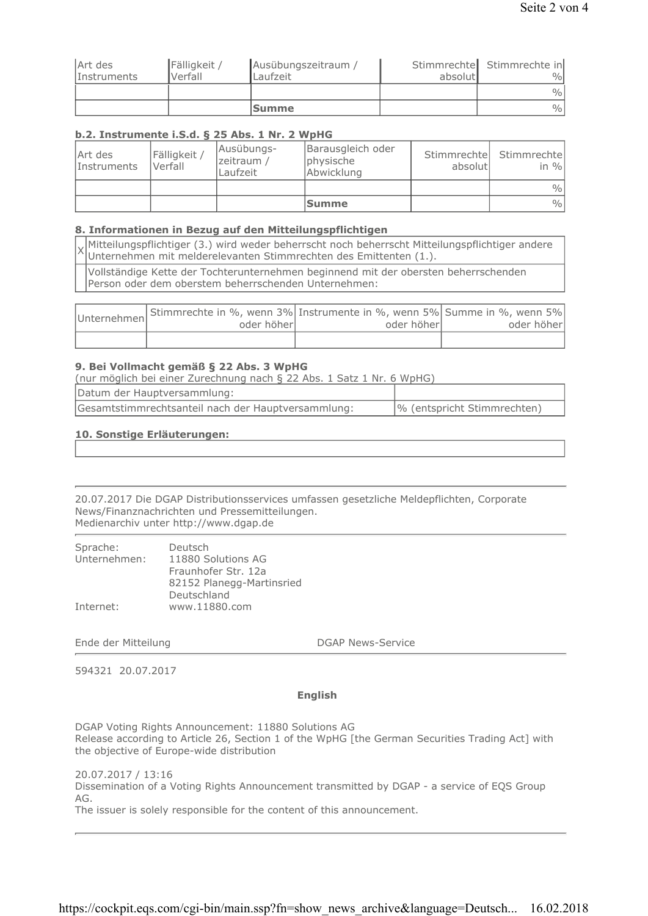| Art des Instruments | Fälligkeit / Verfall | Ausübungszeitraum / Laufzeit | Stimmrechte absolut | Stimmrechte in % |
|---|---|---|---|---|
| | | | | % |
| | | **Summe** | | % |

#### b.2. Instrumente i.S.d. § 25 Abs. 1 Nr. 2 WpHG

| Art des Instruments | Fälligkeit / Verfall | Ausübungs-zeitraum / Laufzeit | Barausgleich oder physische Abwicklung | Stimmrechte absolut | Stimmrechte in % |
|---|---|---|---|---|---|
| | | | | | % |
| | | | **Summe** | | % |

#### 8. Informationen in Bezug auf den Mitteilungspflichtigen

| | |
|---|---|
| X | Mitteilungspflichtiger (3.) wird weder beherrscht noch beherrscht Mitteilungspflichtiger andere Unternehmen mit melderelevanten Stimmrechten des Emittenten (1.). |
| | Vollständige Kette der Tochterunternehmen beginnend mit der obersten beherrschenden Person oder dem oberstem beherrschenden Unternehmen: |

| Unternehmen | Stimmrechte in %, wenn 3% oder höher | Instrumente in %, wenn 5% oder höher | Summe in %, wenn 5% oder höher |
|---|---|---|---|
| | | | |

#### 9. Bei Vollmacht gemäß § 22 Abs. 3 WpHG

(nur möglich bei einer Zurechnung nach § 22 Abs. 1 Satz 1 Nr. 6 WpHG)

| | |
|---|---|
| Datum der Hauptversammlung: | |
| Gesamtstimmrechtsanteil nach der Hauptversammlung: | % (entspricht Stimmrechten) |

#### 10. Sonstige Erläuterungen:

---

20.07.2017 Die DGAP Distributionsservices umfassen gesetzliche Meldepflichten, Corporate News/Finanznachrichten und Pressemitteilungen.
Medienarchiv unter http://www.dgap.de

| | |
|---|---|
| Sprache: | Deutsch |
| Unternehmen: | 11880 Solutions AG<br>Fraunhofer Str. 12a<br>82152 Planegg-Martinsried<br>Deutschland |
| Internet: | www.11880.com |

Ende der Mitteilung DGAP News-Service

594321 20.07.2017

**English**

DGAP Voting Rights Announcement: 11880 Solutions AG
Release according to Article 26, Section 1 of the WpHG [the German Securities Trading Act] with the objective of Europe-wide distribution

20.07.2017 / 13:16
Dissemination of a Voting Rights Announcement transmitted by DGAP - a service of EQS Group AG.
The issuer is solely responsible for the content of this announcement.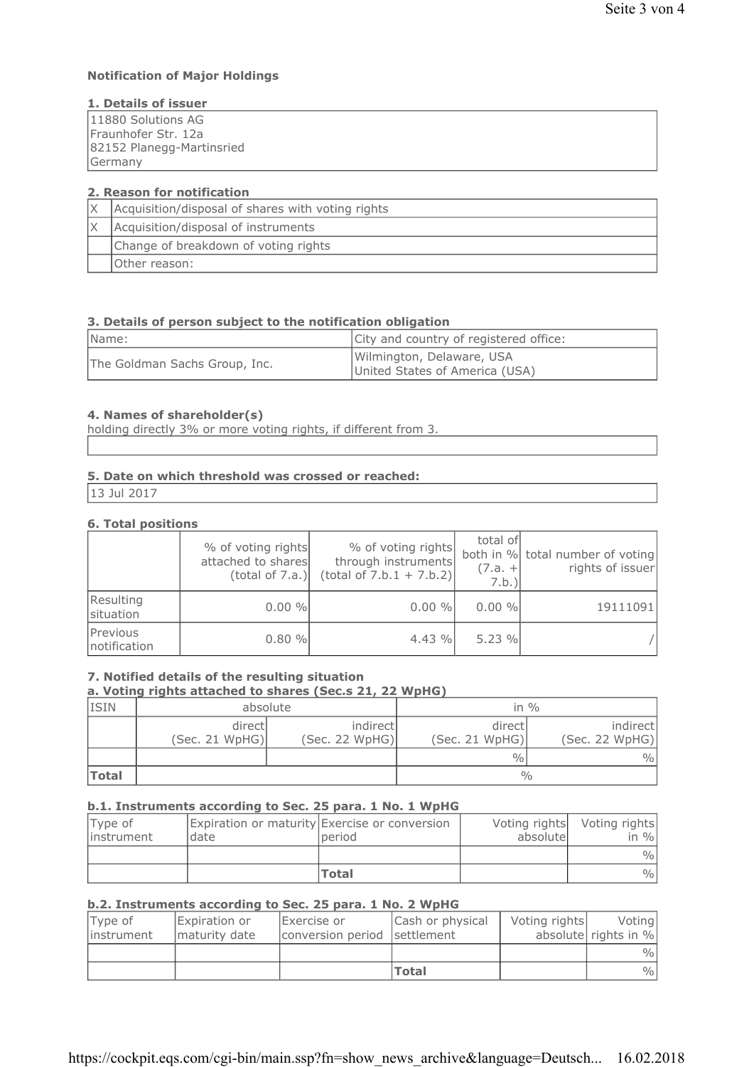**Notification of Major Holdings**

### 1. Details of issuer

11880 Solutions AG
Fraunhofer Str. 12a
82152 Planegg-Martinsried
Germany

### 2. Reason for notification

| | |
|---|---|
| X | Acquisition/disposal of shares with voting rights |
| X | Acquisition/disposal of instruments |
| | Change of breakdown of voting rights |
| | Other reason: |

### 3. Details of person subject to the notification obligation

| Name: | City and country of registered office: |
|---|---|
| The Goldman Sachs Group, Inc. | Wilmington, Delaware, USA<br>United States of America (USA) |

### 4. Names of shareholder(s)

holding directly 3% or more voting rights, if different from 3.

### 5. Date on which threshold was crossed or reached:

13 Jul 2017

### 6. Total positions

| | % of voting rights attached to shares (total of 7.a.) | % of voting rights through instruments (total of 7.b.1 + 7.b.2) | total of both in % (7.a. + 7.b.) | total number of voting rights of issuer |
|---|---|---|---|---|
| Resulting situation | 0.00 % | 0.00 % | 0.00 % | 19111091 |
| Previous notification | 0.80 % | 4.43 % | 5.23 % | / |

### 7. Notified details of the resulting situation

**a. Voting rights attached to shares (Sec.s 21, 22 WpHG)**

| ISIN | absolute | | in % | |
|---|---|---|---|---|
| | direct (Sec. 21 WpHG) | indirect (Sec. 22 WpHG) | direct (Sec. 21 WpHG) | indirect (Sec. 22 WpHG) |
| | | | % | % |
| **Total** | | | % | |

**b.1. Instruments according to Sec. 25 para. 1 No. 1 WpHG**

| Type of instrument | Expiration or maturity date | Exercise or conversion period | Voting rights absolute | Voting rights in % |
|---|---|---|---|---|
| | | | | % |
| | | **Total** | | % |

**b.2. Instruments according to Sec. 25 para. 1 No. 2 WpHG**

| Type of instrument | Expiration or maturity date | Exercise or conversion period | Cash or physical settlement | Voting rights absolute | Voting rights in % |
|---|---|---|---|---|---|
| | | | | | % |
| | | | **Total** | | % |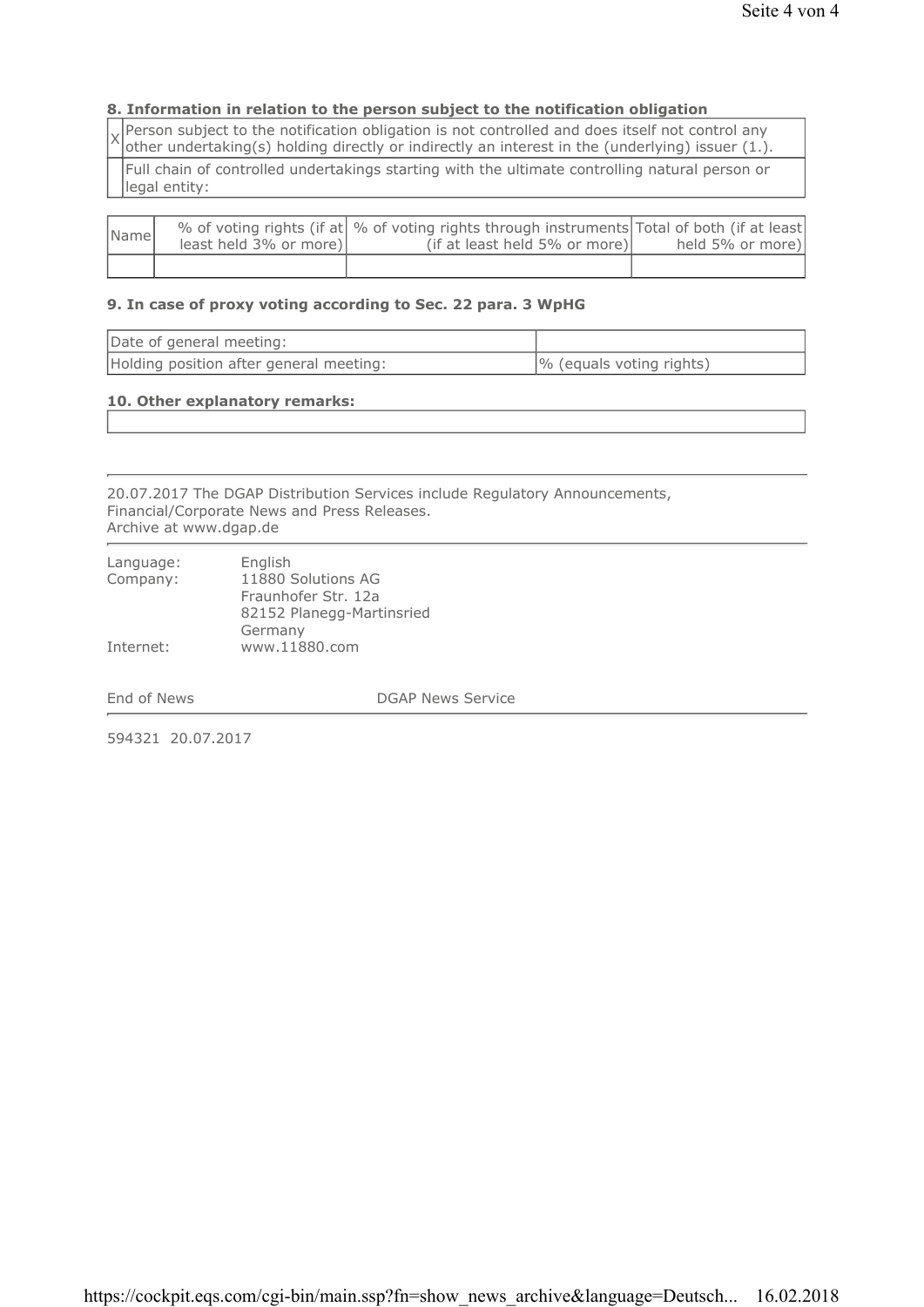### 8. Information in relation to the person subject to the notification obligation

| | |
|---|---|
| X | Person subject to the notification obligation is not controlled and does itself not control any other undertaking(s) holding directly or indirectly an interest in the (underlying) issuer (1.). |
| | Full chain of controlled undertakings starting with the ultimate controlling natural person or legal entity: |

| Name | % of voting rights (if at least held 3% or more) | % of voting rights through instruments (if at least held 5% or more) | Total of both (if at least held 5% or more) |
|---|---|---|---|
| | | | |

### 9. In case of proxy voting according to Sec. 22 para. 3 WpHG

| | |
|---|---|
| Date of general meeting: | |
| Holding position after general meeting: | % (equals voting rights) |

### 10. Other explanatory remarks:

| |
|---|
| |

---

20.07.2017 The DGAP Distribution Services include Regulatory Announcements, Financial/Corporate News and Press Releases.
Archive at www.dgap.de

---

| | |
|---|---|
| Language: | English |
| Company: | 11880 Solutions AG<br>Fraunhofer Str. 12a<br>82152 Planegg-Martinsried<br>Germany |
| Internet: | www.11880.com |

End of News DGAP News Service

---

594321 20.07.2017